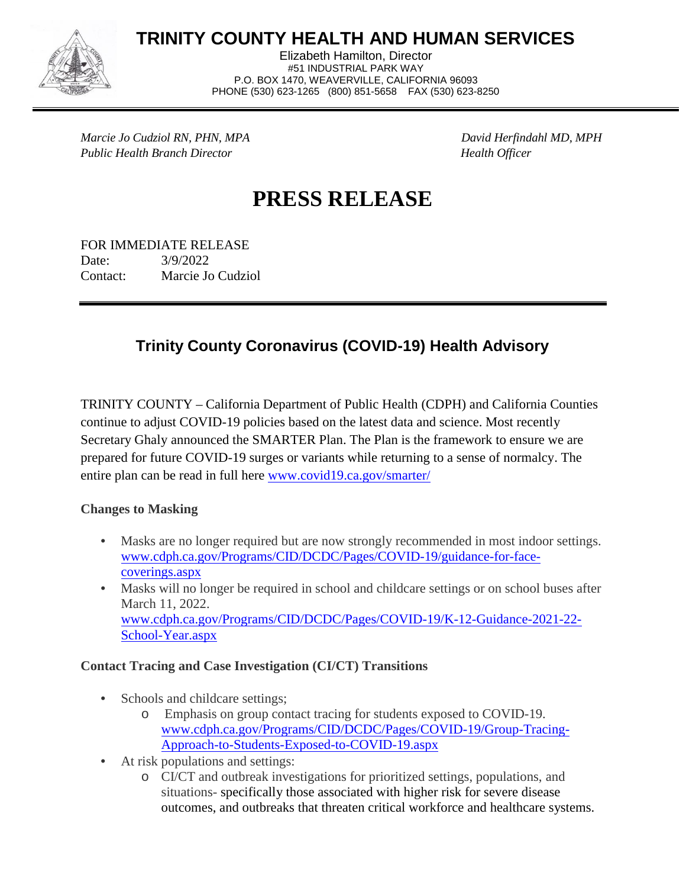# TRINITY COUNTY HEALTH AND HUMAN SERVICES

Elizabeth Hamilton, Director
#51 INDUSTRIAL PARK WAY
P.O. BOX 1470, WEAVERVILLE, CALIFORNIA 96093
PHONE (530) 623-1265 (800) 851-5658 FAX (530) 623-8250

*Marcie Jo Cudziol RN, PHN, MPA*
*Public Health Branch Director*

*David Herfindahl MD, MPH*
*Health Officer*

# PRESS RELEASE

FOR IMMEDIATE RELEASE
Date: 3/9/2022
Contact: Marcie Jo Cudziol

## Trinity County Coronavirus (COVID-19) Health Advisory

TRINITY COUNTY – California Department of Public Health (CDPH) and California Counties continue to adjust COVID-19 policies based on the latest data and science. Most recently Secretary Ghaly announced the SMARTER Plan. The Plan is the framework to ensure we are prepared for future COVID-19 surges or variants while returning to a sense of normalcy. The entire plan can be read in full here www.covid19.ca.gov/smarter/

**Changes to Masking**

- Masks are no longer required but are now strongly recommended in most indoor settings. www.cdph.ca.gov/Programs/CID/DCDC/Pages/COVID-19/guidance-for-face-coverings.aspx
- Masks will no longer be required in school and childcare settings or on school buses after March 11, 2022. www.cdph.ca.gov/Programs/CID/DCDC/Pages/COVID-19/K-12-Guidance-2021-22-School-Year.aspx

**Contact Tracing and Case Investigation (CI/CT) Transitions**

- Schools and childcare settings;
  - Emphasis on group contact tracing for students exposed to COVID-19. www.cdph.ca.gov/Programs/CID/DCDC/Pages/COVID-19/Group-Tracing-Approach-to-Students-Exposed-to-COVID-19.aspx
- At risk populations and settings:
  - CI/CT and outbreak investigations for prioritized settings, populations, and situations- specifically those associated with higher risk for severe disease outcomes, and outbreaks that threaten critical workforce and healthcare systems.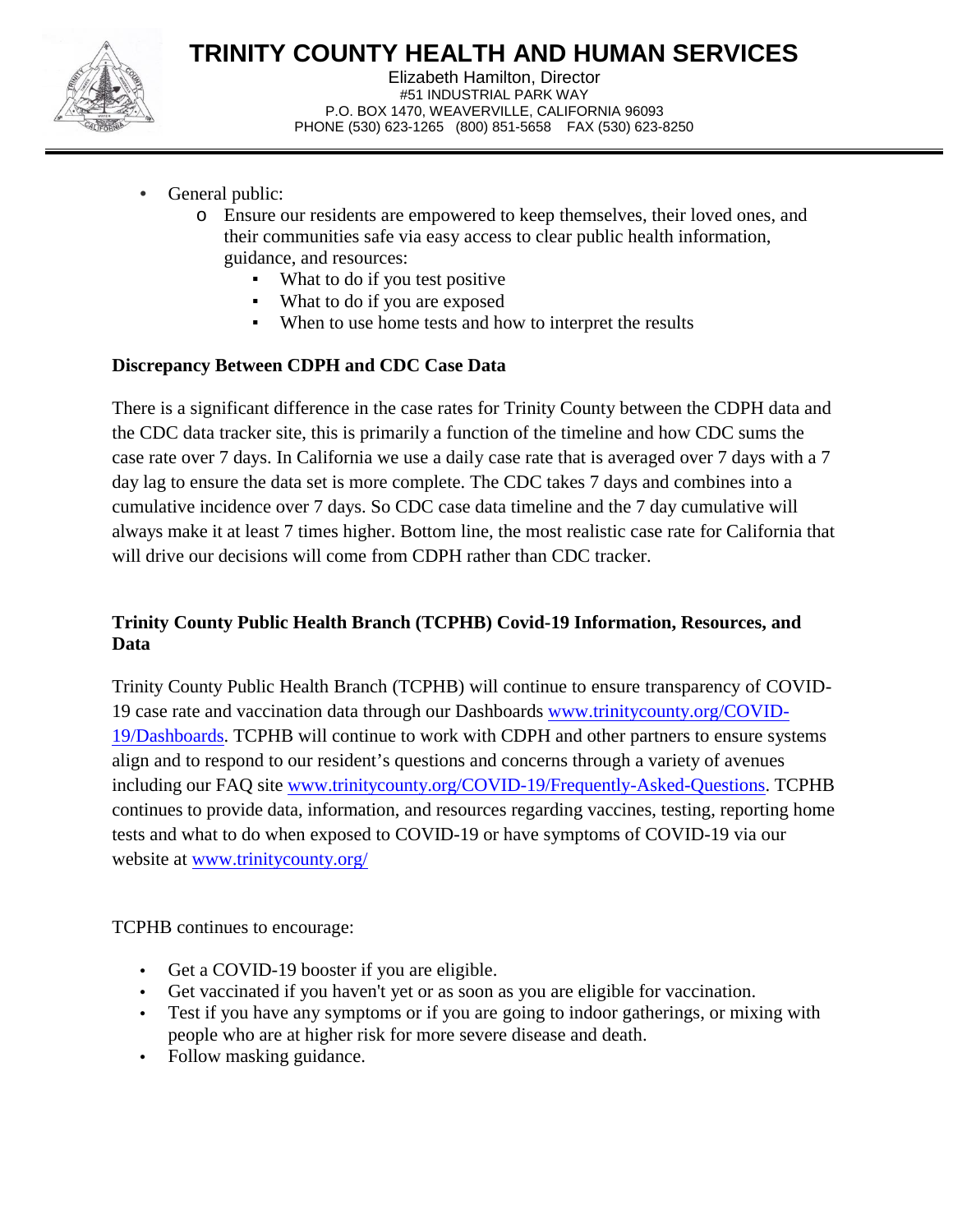# TRINITY COUNTY HEALTH AND HUMAN SERVICES

Elizabeth Hamilton, Director
#51 INDUSTRIAL PARK WAY
P.O. BOX 1470, WEAVERVILLE, CALIFORNIA 96093
PHONE (530) 623-1265 (800) 851-5658 FAX (530) 623-8250

- General public:
  - Ensure our residents are empowered to keep themselves, their loved ones, and their communities safe via easy access to clear public health information, guidance, and resources:
    - What to do if you test positive
    - What to do if you are exposed
    - When to use home tests and how to interpret the results

**Discrepancy Between CDPH and CDC Case Data**

There is a significant difference in the case rates for Trinity County between the CDPH data and the CDC data tracker site, this is primarily a function of the timeline and how CDC sums the case rate over 7 days. In California we use a daily case rate that is averaged over 7 days with a 7 day lag to ensure the data set is more complete. The CDC takes 7 days and combines into a cumulative incidence over 7 days. So CDC case data timeline and the 7 day cumulative will always make it at least 7 times higher. Bottom line, the most realistic case rate for California that will drive our decisions will come from CDPH rather than CDC tracker.

**Trinity County Public Health Branch (TCPHB) Covid-19 Information, Resources, and Data**

Trinity County Public Health Branch (TCPHB) will continue to ensure transparency of COVID-19 case rate and vaccination data through our Dashboards www.trinitycounty.org/COVID-19/Dashboards. TCPHB will continue to work with CDPH and other partners to ensure systems align and to respond to our resident's questions and concerns through a variety of avenues including our FAQ site www.trinitycounty.org/COVID-19/Frequently-Asked-Questions. TCPHB continues to provide data, information, and resources regarding vaccines, testing, reporting home tests and what to do when exposed to COVID-19 or have symptoms of COVID-19 via our website at www.trinitycounty.org/

TCPHB continues to encourage:

- Get a COVID-19 booster if you are eligible.
- Get vaccinated if you haven't yet or as soon as you are eligible for vaccination.
- Test if you have any symptoms or if you are going to indoor gatherings, or mixing with people who are at higher risk for more severe disease and death.
- Follow masking guidance.